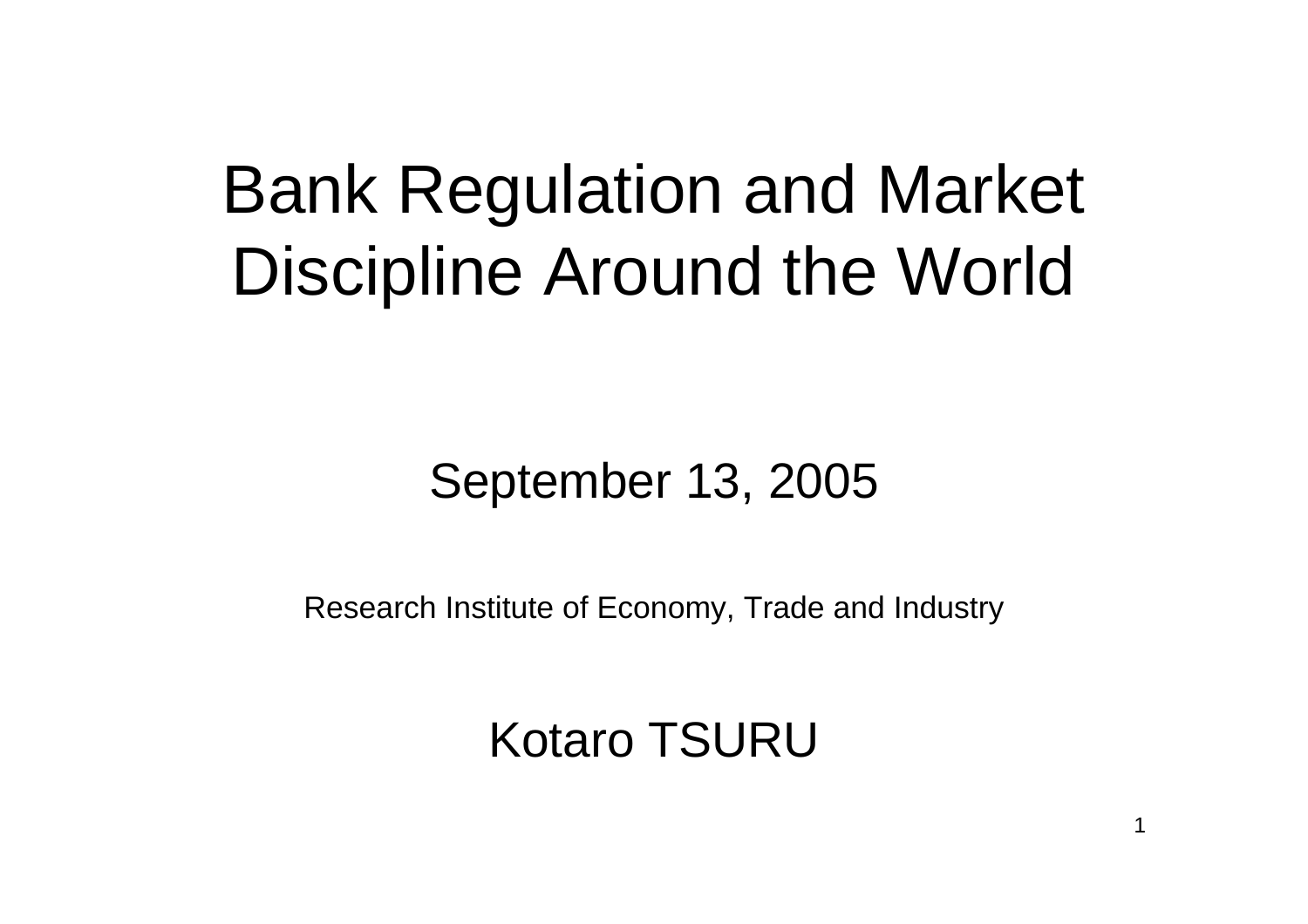# Bank Regulation and Market Discipline Around the World

September 13, 2005

Research Institute of Economy, Trade and Industry

Kotaro TSURU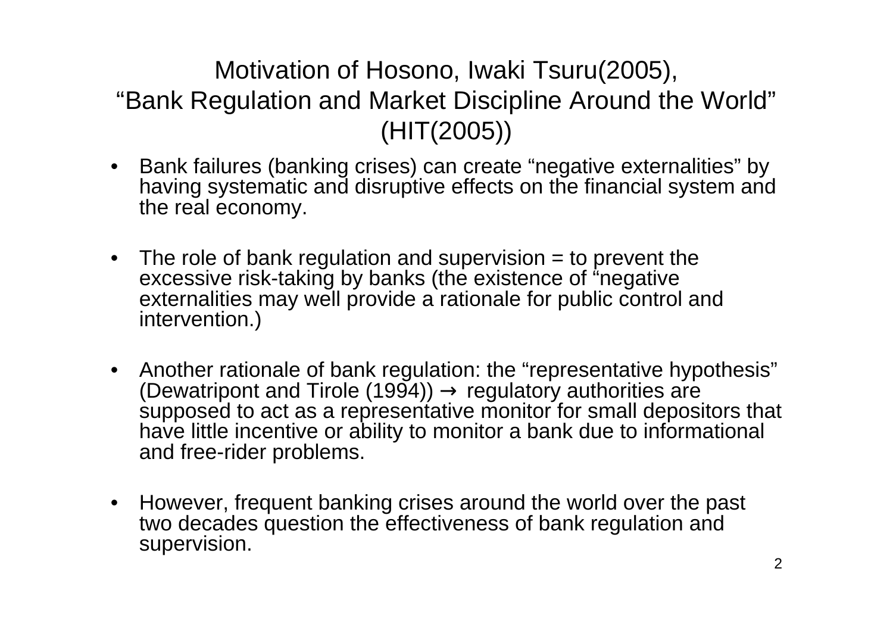# Motivation of Hosono, Iwaki Tsuru(2005), "Bank Regulation and Market Discipline Around the World" (HIT(2005))

- Bank failures (banking crises) can create "negative externalities" by having systematic and disruptive effects on the financial system and the real economy.

- The role of bank regulation and supervision = to prevent the excessive risk-taking by banks (the existence of "negative externalities may well provide a rationale for public control and intervention.)

- Another rationale of bank regulation: the "representative hypothesis" (Dewatripont and Tirole (1994)) → regulatory authorities are supposed to act as a representative monitor for small depositors that have little incentive or ability to monitor a bank due to informational and free-rider problems.

- However, frequent banking crises around the world over the past two decades question the effectiveness of bank regulation and supervision.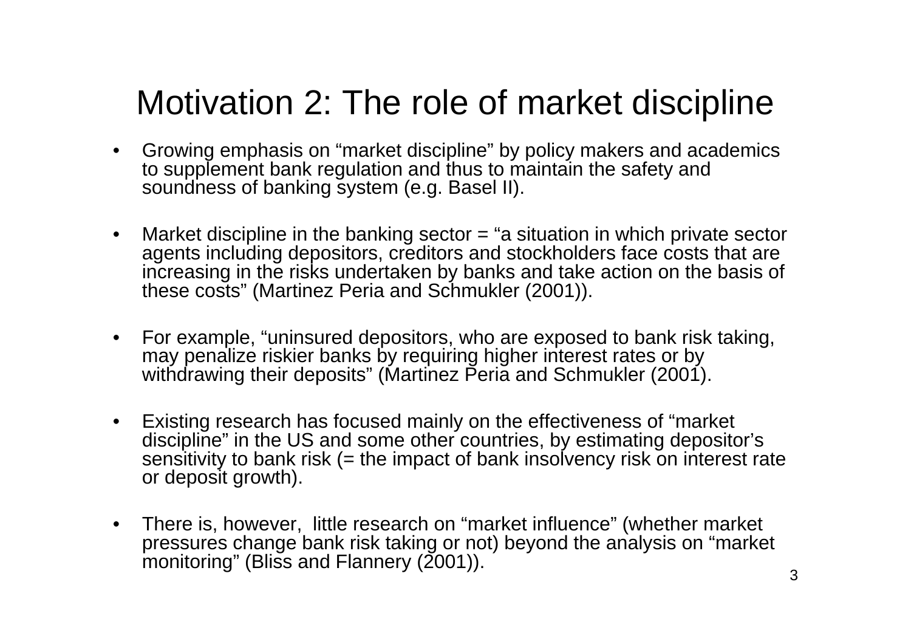# Motivation 2: The role of market discipline

- Growing emphasis on “market discipline” by policy makers and academics to supplement bank regulation and thus to maintain the safety and soundness of banking system (e.g. Basel II).

- Market discipline in the banking sector = “a situation in which private sector agents including depositors, creditors and stockholders face costs that are increasing in the risks undertaken by banks and take action on the basis of these costs” (Martinez Peria and Schmukler (2001)).

- For example, “uninsured depositors, who are exposed to bank risk taking, may penalize riskier banks by requiring higher interest rates or by withdrawing their deposits” (Martinez Peria and Schmukler (2001).

- Existing research has focused mainly on the effectiveness of “market discipline” in the US and some other countries, by estimating depositor’s sensitivity to bank risk (= the impact of bank insolvency risk on interest rate or deposit growth).

- There is, however, little research on “market influence” (whether market pressures change bank risk taking or not) beyond the analysis on “market monitoring” (Bliss and Flannery (2001)).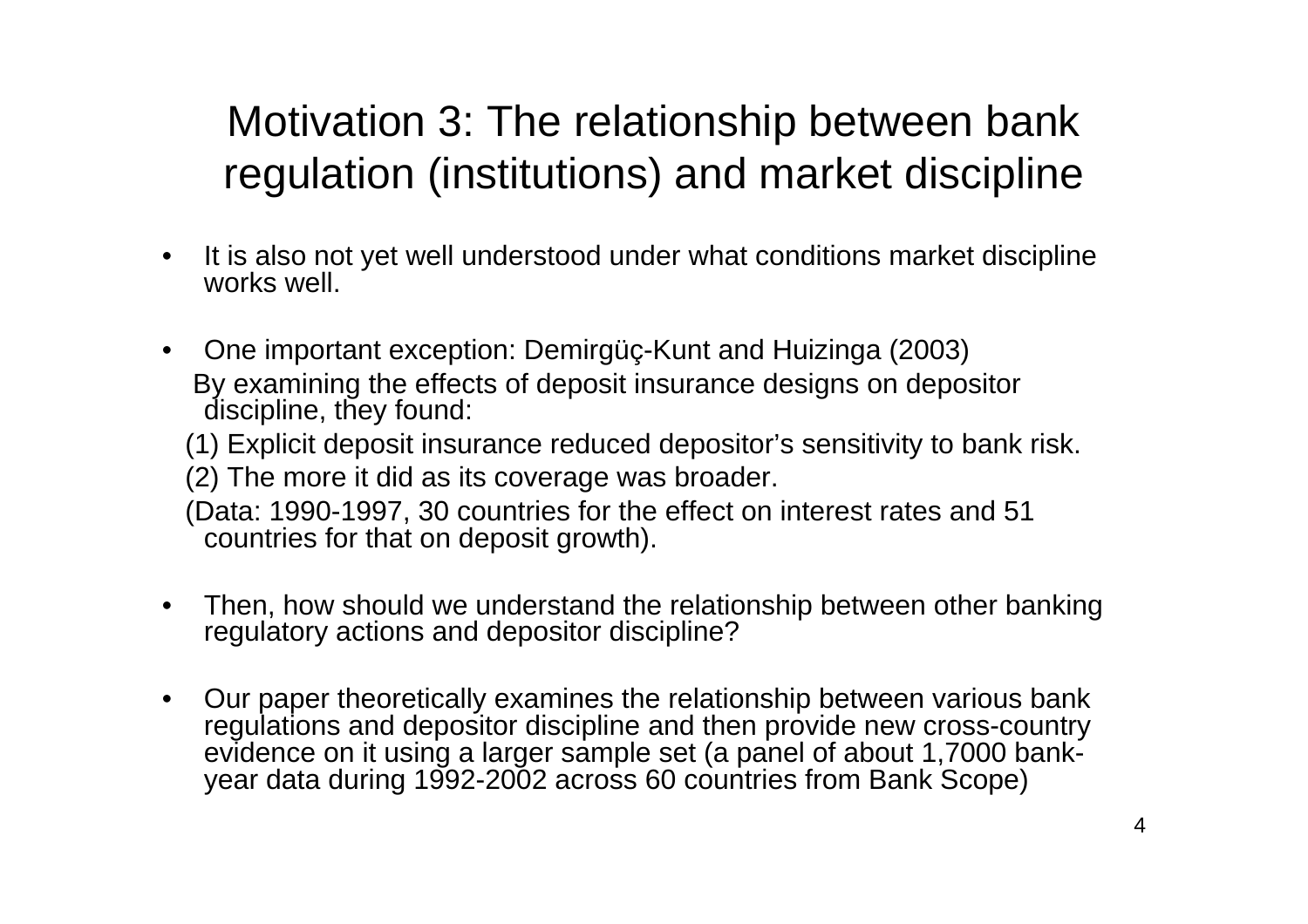# Motivation 3: The relationship between bank regulation (institutions) and market discipline

- It is also not yet well understood under what conditions market discipline works well.

- One important exception: Demirgüç-Kunt and Huizinga (2003)

  By examining the effects of deposit insurance designs on depositor discipline, they found:

  (1) Explicit deposit insurance reduced depositor's sensitivity to bank risk.

  (2) The more it did as its coverage was broader.

  (Data: 1990-1997, 30 countries for the effect on interest rates and 51 countries for that on deposit growth).

- Then, how should we understand the relationship between other banking regulatory actions and depositor discipline?

- Our paper theoretically examines the relationship between various bank regulations and depositor discipline and then provide new cross-country evidence on it using a larger sample set (a panel of about 1,7000 bank-year data during 1992-2002 across 60 countries from Bank Scope)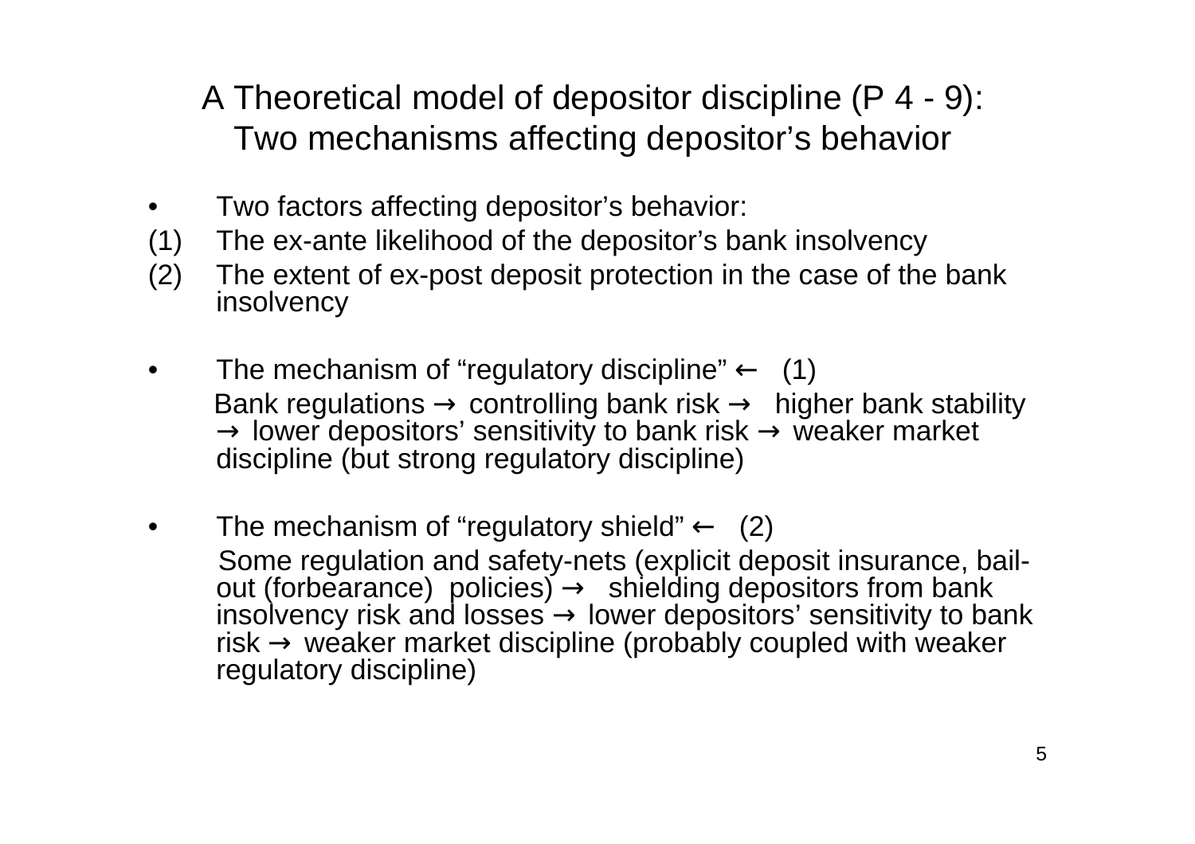# A Theoretical model of depositor discipline (P 4 - 9): Two mechanisms affecting depositor's behavior

- Two factors affecting depositor's behavior:

(1) The ex-ante likelihood of the depositor's bank insolvency

(2) The extent of ex-post deposit protection in the case of the bank insolvency

- The mechanism of "regulatory discipline" ← (1)

  Bank regulations → controlling bank risk → higher bank stability → lower depositors' sensitivity to bank risk → weaker market discipline (but strong regulatory discipline)

- The mechanism of "regulatory shield" ← (2)

  Some regulation and safety-nets (explicit deposit insurance, bail-out (forbearance) policies) → shielding depositors from bank insolvency risk and losses → lower depositors' sensitivity to bank risk → weaker market discipline (probably coupled with weaker regulatory discipline)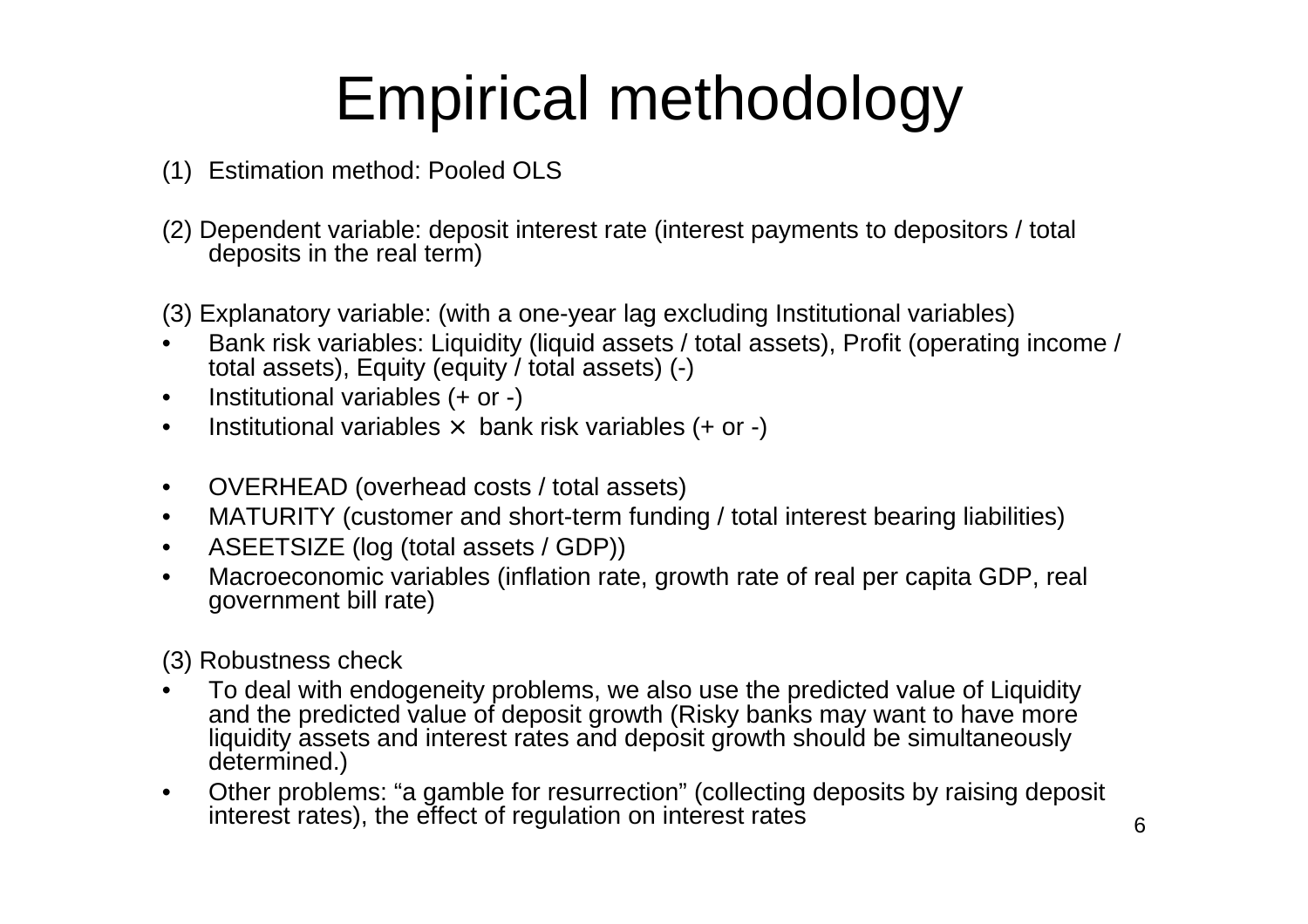# Empirical methodology

(1) Estimation method: Pooled OLS

(2) Dependent variable: deposit interest rate (interest payments to depositors / total deposits in the real term)

(3) Explanatory variable: (with a one-year lag excluding Institutional variables)

- Bank risk variables: Liquidity (liquid assets / total assets), Profit (operating income / total assets), Equity (equity / total assets) (-)
- Institutional variables (+ or -)
- Institutional variables × bank risk variables (+ or -)

- OVERHEAD (overhead costs / total assets)
- MATURITY (customer and short-term funding / total interest bearing liabilities)
- ASEETSIZE (log (total assets / GDP))
- Macroeconomic variables (inflation rate, growth rate of real per capita GDP, real government bill rate)

(3) Robustness check

- To deal with endogeneity problems, we also use the predicted value of Liquidity and the predicted value of deposit growth (Risky banks may want to have more liquidity assets and interest rates and deposit growth should be simultaneously determined.)
- Other problems: "a gamble for resurrection" (collecting deposits by raising deposit interest rates), the effect of regulation on interest rates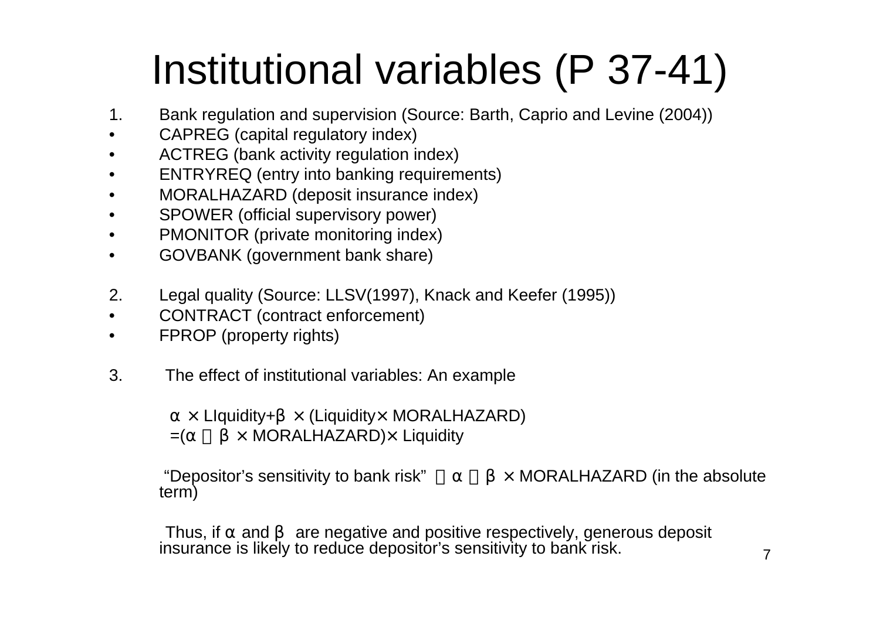# Institutional variables (P 37-41)

1. Bank regulation and supervision (Source: Barth, Caprio and Levine (2004))
- CAPREG (capital regulatory index)
- ACTREG (bank activity regulation index)
- ENTRYREQ (entry into banking requirements)
- MORALHAZARD (deposit insurance index)
- SPOWER (official supervisory power)
- PMONITOR (private monitoring index)
- GOVBANK (government bank share)

2. Legal quality (Source: LLSV(1997), Knack and Keefer (1995))
- CONTRACT (contract enforcement)
- FPROP (property rights)

3. The effect of institutional variables: An example

$\alpha \times$ LIquidity+$\beta \times$ (Liquidity$\times$ MORALHAZARD)

$=(\alpha + \beta \times$ MORALHAZARD$)\times$ Liquidity

"Depositor's sensitivity to bank risk" $= \alpha + \beta \times$ MORALHAZARD (in the absolute term)

Thus, if $\alpha$ and $\beta$ are negative and positive respectively, generous deposit insurance is likely to reduce depositor's sensitivity to bank risk.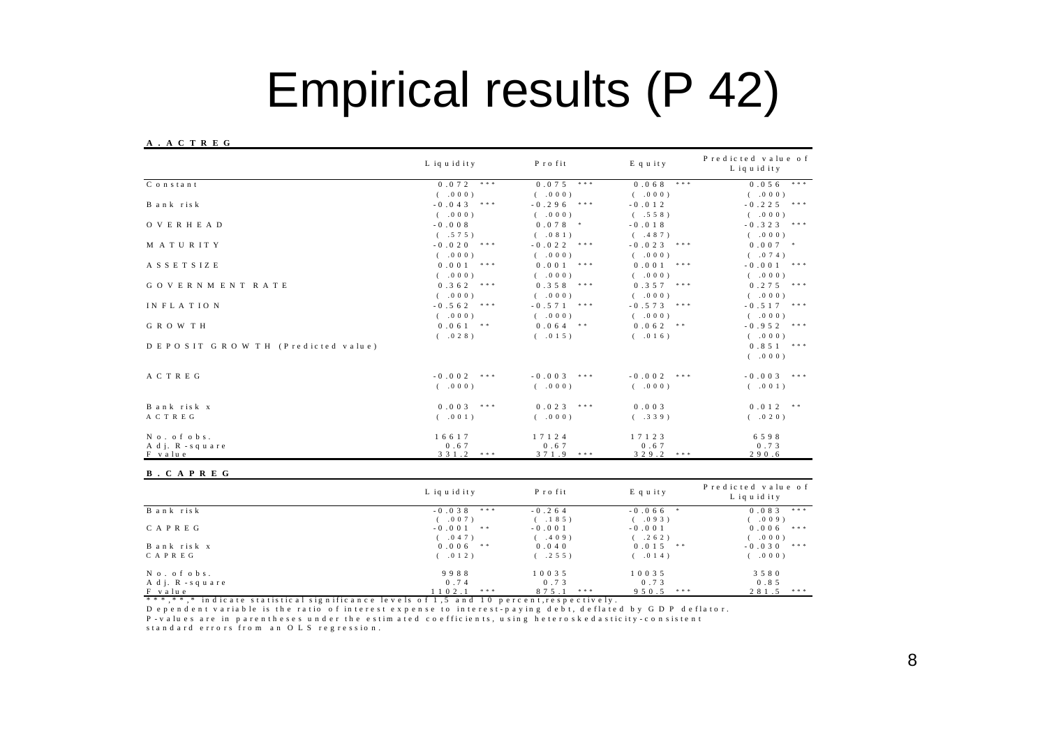# Empirical results (P 42)

**A. ACTREG**

| | Liquidity | Profit | Equity | Predicted value of Liquidity |
|---|---|---|---|---|
| Constant | 0.072 *** | 0.075 *** | 0.068 *** | 0.056 *** |
| | (.000) | (.000) | (.000) | (.000) |
| Bank risk | -0.043 *** | -0.296 *** | -0.012 | -0.225 *** |
| | (.000) | (.000) | (.558) | (.000) |
| OVERHEAD | -0.008 | 0.078 * | -0.018 | -0.323 *** |
| | (.575) | (.081) | (.487) | (.000) |
| MATURITY | -0.020 *** | -0.022 *** | -0.023 *** | 0.007 * |
| | (.000) | (.000) | (.000) | (.074) |
| ASSETSIZE | 0.001 *** | 0.001 *** | 0.001 *** | -0.001 *** |
| | (.000) | (.000) | (.000) | (.000) |
| GOVERNMENT RATE | 0.362 *** | 0.358 *** | 0.357 *** | 0.275 *** |
| | (.000) | (.000) | (.000) | (.000) |
| INFLATION | -0.562 *** | -0.571 *** | -0.573 *** | -0.517 *** |
| | (.000) | (.000) | (.000) | (.000) |
| GROWTH | 0.061 ** | 0.064 ** | 0.062 ** | -0.952 *** |
| | (.028) | (.015) | (.016) | (.000) |
| DEPOSIT GROWTH (Predicted value) | | | | 0.851 *** |
| | | | | (.000) |
| ACTREG | -0.002 *** | -0.003 *** | -0.002 *** | -0.003 *** |
| | (.000) | (.000) | (.000) | (.001) |
| Bank risk x ACTREG | 0.003 *** | 0.023 *** | 0.003 | 0.012 ** |
| | (.001) | (.000) | (.339) | (.020) |
| No. of obs. | 16617 | 17124 | 17123 | 6598 |
| Adj. R-square | 0.67 | 0.67 | 0.67 | 0.73 |
| F value | 331.2 *** | 371.9 *** | 329.2 *** | 290.6 |

**B. CAPREG**

| | Liquidity | Profit | Equity | Predicted value of Liquidity |
|---|---|---|---|---|
| Bank risk | -0.038 *** | -0.264 | -0.066 * | 0.083 *** |
| | (.007) | (.185) | (.093) | (.009) |
| CAPREG | -0.001 ** | -0.001 | -0.001 | 0.006 *** |
| | (.047) | (.409) | (.262) | (.000) |
| Bank risk x CAPREG | 0.006 ** | 0.040 | 0.015 ** | -0.030 *** |
| | (.012) | (.255) | (.014) | (.000) |
| No. of obs. | 9988 | 10035 | 10035 | 3580 |
| Adj. R-square | 0.74 | 0.73 | 0.73 | 0.85 |
| F value | 1102.1 *** | 875.1 *** | 950.5 *** | 281.5 *** |

***,**,* indicate statistical significance levels of 1,5 and 10 percent,respectively.
Dependent variable is the ratio of interest expense to interest-paying debt, deflated by GDP deflator.
P-values are in parentheses under the estimated coefficients, using heteroskedasticity-consistent standard errors from an OLS regression.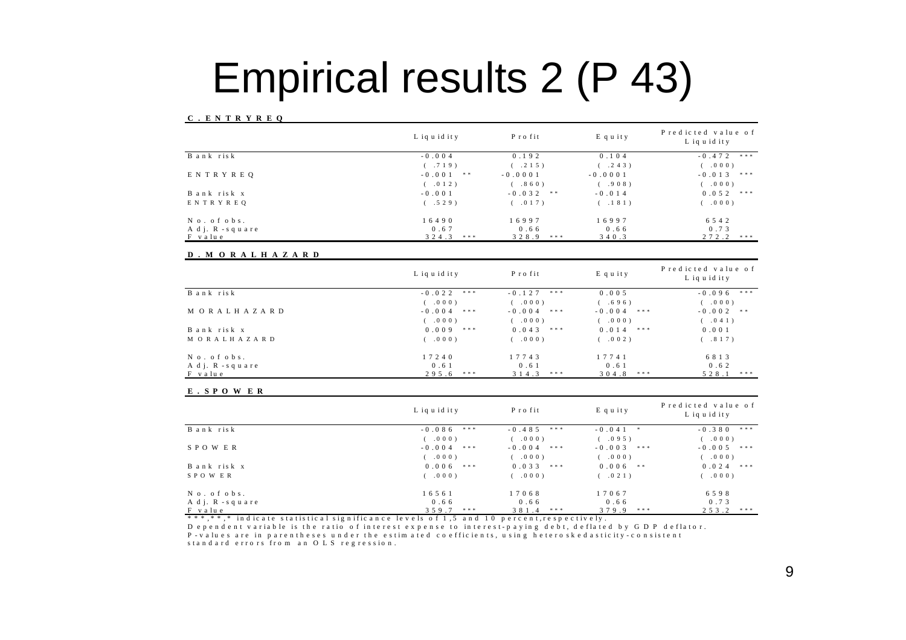# Empirical results 2 (P 43)

**C. ENTRYREQ**

| | Liquidity | Profit | Equity | Predicted value of Liquidity |
|---|---|---|---|---|
| Bank risk | -0.004 | 0.192 | 0.104 | -0.472 *** |
| | (.719) | (.215) | (.243) | (.000) |
| ENTRYREQ | -0.001 ** | -0.0001 | -0.0001 | -0.013 *** |
| | (.012) | (.860) | (.908) | (.000) |
| Bank risk x ENTRYREQ | -0.001 | -0.032 ** | -0.014 | 0.052 *** |
| | (.529) | (.017) | (.181) | (.000) |
| No. of obs. | 16490 | 16997 | 16997 | 6542 |
| Adj. R-square | 0.67 | 0.66 | 0.66 | 0.73 |
| F value | 324.3 *** | 328.9 *** | 340.3 | 272.2 *** |

**D. MORALHAZARD**

| | Liquidity | Profit | Equity | Predicted value of Liquidity |
|---|---|---|---|---|
| Bank risk | -0.022 *** | -0.127 *** | 0.005 | -0.096 *** |
| | (.000) | (.000) | (.696) | (.000) |
| MORALHAZARD | -0.004 *** | -0.004 *** | -0.004 *** | -0.002 ** |
| | (.000) | (.000) | (.000) | (.041) |
| Bank risk x MORALHAZARD | 0.009 *** | 0.043 *** | 0.014 *** | 0.001 |
| | (.000) | (.000) | (.002) | (.817) |
| No. of obs. | 17240 | 17743 | 17741 | 6813 |
| Adj. R-square | 0.61 | 0.61 | 0.61 | 0.62 |
| F value | 295.6 *** | 314.3 *** | 304.8 *** | 528.1 *** |

**E. SPOWER**

| | Liquidity | Profit | Equity | Predicted value of Liquidity |
|---|---|---|---|---|
| Bank risk | -0.086 *** | -0.485 *** | -0.041 * | -0.380 *** |
| | (.000) | (.000) | (.095) | (.000) |
| SPOWER | -0.004 *** | -0.004 *** | -0.003 *** | -0.005 *** |
| | (.000) | (.000) | (.000) | (.000) |
| Bank risk x SPOWER | 0.006 *** | 0.033 *** | 0.006 ** | 0.024 *** |
| | (.000) | (.000) | (.021) | (.000) |
| No. of obs. | 16561 | 17068 | 17067 | 6598 |
| Adj. R-square | 0.66 | 0.66 | 0.66 | 0.73 |
| F value | 359.7 *** | 381.4 *** | 379.9 *** | 253.2 *** |

***,**,* indicate statistical significance levels of 1,5 and 10 percent,respectively.
Dependent variable is the ratio of interest expense to interest-paying debt, deflated by GDP deflator.
P-values are in parentheses under the estimated coefficients, using heteroskedasticity-consistent standard errors from an OLS regression.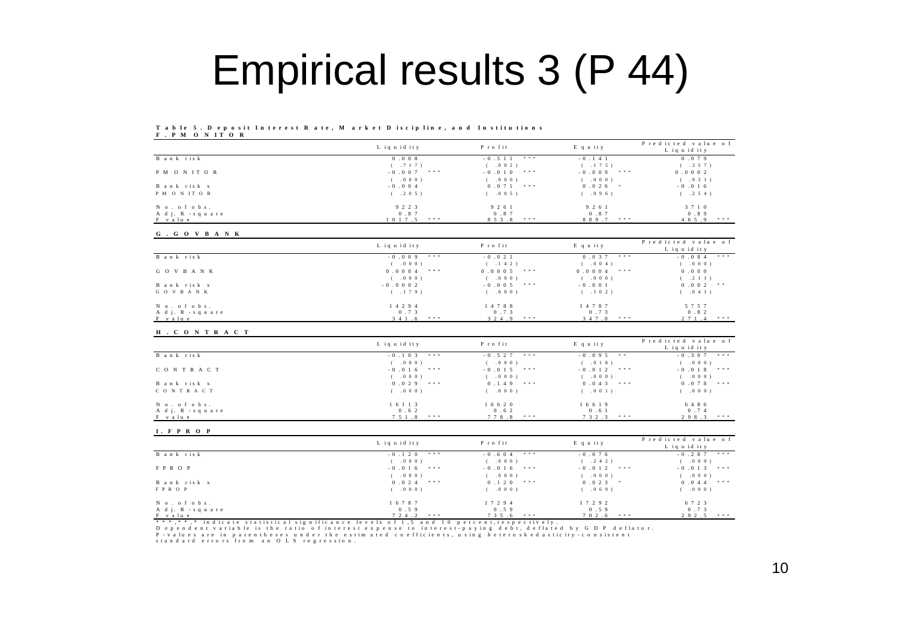# Empirical results 3 (P 44)

**Table 5. Deposit Interest Rate, Market Discipline, and Institutions**

**F. PMONITOR**

| | Liquidity | Profit | Equity | Predicted value of Liquidity |
|---|---|---|---|---|
| Bank risk | 0.008 | -0.511 *** | -0.141 | 0.079 |
| | (.717) | (.002) | (.175) | (.357) |
| PMONITOR | -0.007 *** | -0.010 *** | -0.009 *** | 0.0002 |
| | (.000) | (.000) | (.000) | (.931) |
| Bank risk x PMONITOR | -0.004 | 0.071 *** | 0.026 * | -0.016 |
| | (.205) | (.005) | (.096) | (.254) |
| No. of obs. | 9223 | 9261 | 9261 | 3710 |
| Adj. R-square | 0.87 | 0.87 | 0.87 | 0.89 |
| F value | 1017.5 *** | 853.8 *** | 889.7 *** | 465.9 *** |

**G. GOVBANK**

| | Liquidity | Profit | Equity | Predicted value of Liquidity |
|---|---|---|---|---|
| Bank risk | -0.009 *** | -0.021 | 0.037 *** | -0.084 *** |
| | (.000) | (.142) | (.004) | (.000) |
| GOVBANK | 0.0004 *** | 0.0005 *** | 0.0004 *** | 0.000 |
| | (.000) | (.000) | (.000) | (.211) |
| Bank risk x GOVBANK | -0.0002 | -0.005 *** | -0.001 | 0.002 ** |
| | (.179) | (.000) | (.102) | (.041) |
| No. of obs. | 14294 | 14788 | 14787 | 5757 |
| Adj. R-square | 0.73 | 0.73 | 0.73 | 0.82 |
| F value | 341.6 *** | 324.9 *** | 347.0 *** | 271.4 *** |

**H. CONTRACT**

| | Liquidity | Profit | Equity | Predicted value of Liquidity |
|---|---|---|---|---|
| Bank risk | -0.103 *** | -0.527 *** | -0.095 ** | -0.307 *** |
| | (.000) | (.000) | (.018) | (.000) |
| CONTRACT | -0.016 *** | -0.015 *** | -0.012 *** | -0.018 *** |
| | (.000) | (.000) | (.000) | (.000) |
| Bank risk x CONTRACT | 0.029 *** | 0.149 *** | 0.043 *** | 0.078 *** |
| | (.000) | (.000) | (.001) | (.000) |
| No. of obs. | 16113 | 16620 | 16619 | 6486 |
| Adj. R-square | 0.62 | 0.62 | 0.61 | 0.74 |
| F value | 751.8 *** | 778.8 *** | 732.3 *** | 298.3 *** |

**I. FPROP**

| | Liquidity | Profit | Equity | Predicted value of Liquidity |
|---|---|---|---|---|
| Bank risk | -0.120 *** | -0.604 *** | -0.076 | -0.287 *** |
| | (.000) | (.000) | (.242) | (.000) |
| FPROP | -0.016 *** | -0.016 *** | -0.012 *** | -0.013 *** |
| | (.000) | (.000) | (.000) | (.000) |
| Bank risk x FPROP | 0.024 *** | 0.120 *** | 0.023 * | 0.044 *** |
| | (.000) | (.000) | (.069) | (.000) |
| No. of obs. | 16787 | 17294 | 17292 | 6723 |
| Adj. R-square | 0.59 | 0.59 | 0.59 | 0.73 |
| F value | 724.2 *** | 735.6 *** | 702.6 *** | 292.5 *** |

***,**,* indicate statistical significance levels of 1,5 and 10 percent,respectively.
Dependent variable is the ratio of interest expense to interest-paying debt, deflated by GDP deflator.
P-values are in parentheses under the estimated coefficients, using heteroskedasticity-consistent standard errors from an OLS regression.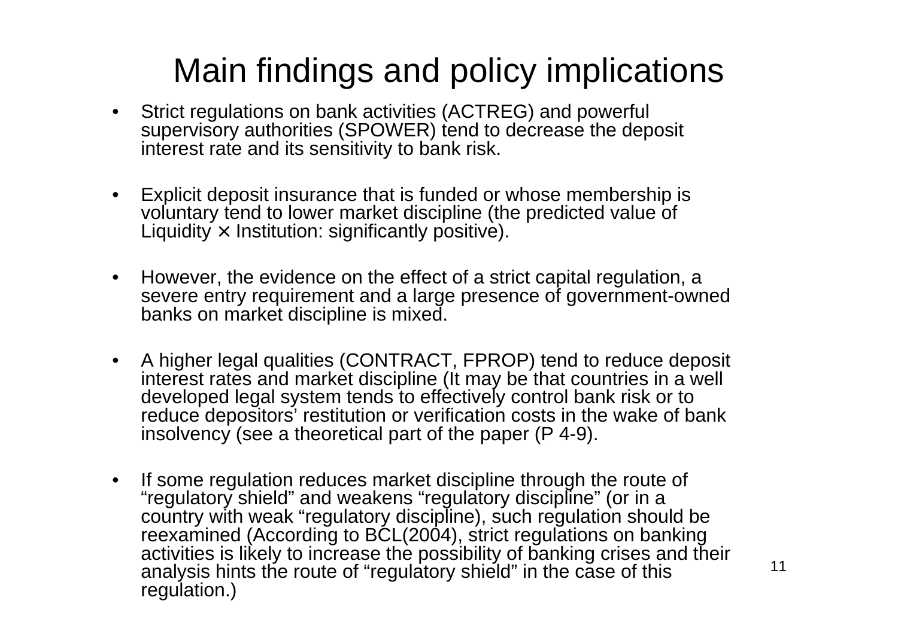# Main findings and policy implications

- Strict regulations on bank activities (ACTREG) and powerful supervisory authorities (SPOWER) tend to decrease the deposit interest rate and its sensitivity to bank risk.

- Explicit deposit insurance that is funded or whose membership is voluntary tend to lower market discipline (the predicted value of Liquidity × Institution: significantly positive).

- However, the evidence on the effect of a strict capital regulation, a severe entry requirement and a large presence of government-owned banks on market discipline is mixed.

- A higher legal qualities (CONTRACT, FPROP) tend to reduce deposit interest rates and market discipline (It may be that countries in a well developed legal system tends to effectively control bank risk or to reduce depositors' restitution or verification costs in the wake of bank insolvency (see a theoretical part of the paper (P 4-9).

- If some regulation reduces market discipline through the route of "regulatory shield" and weakens "regulatory discipline" (or in a country with weak "regulatory discipline), such regulation should be reexamined (According to BCL(2004), strict regulations on banking activities is likely to increase the possibility of banking crises and their analysis hints the route of "regulatory shield" in the case of this regulation.)